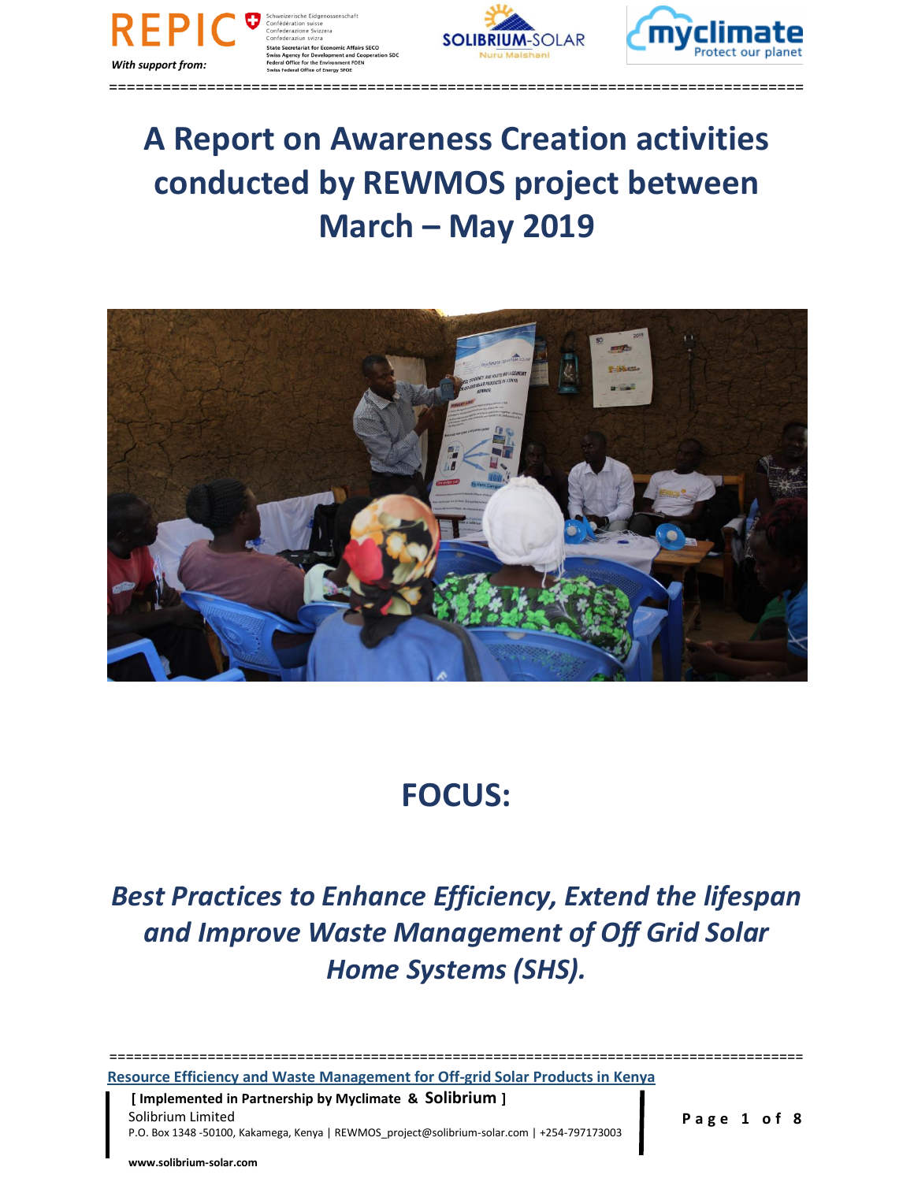# A Report on Awareness Creation activities conducted by REWMOS project between March – May 2019

## FOCUS:

## *Best Practices to Enhance Efficiency, Extend the lifespan and Improve Waste Management of Off Grid Solar Home Systems (SHS).*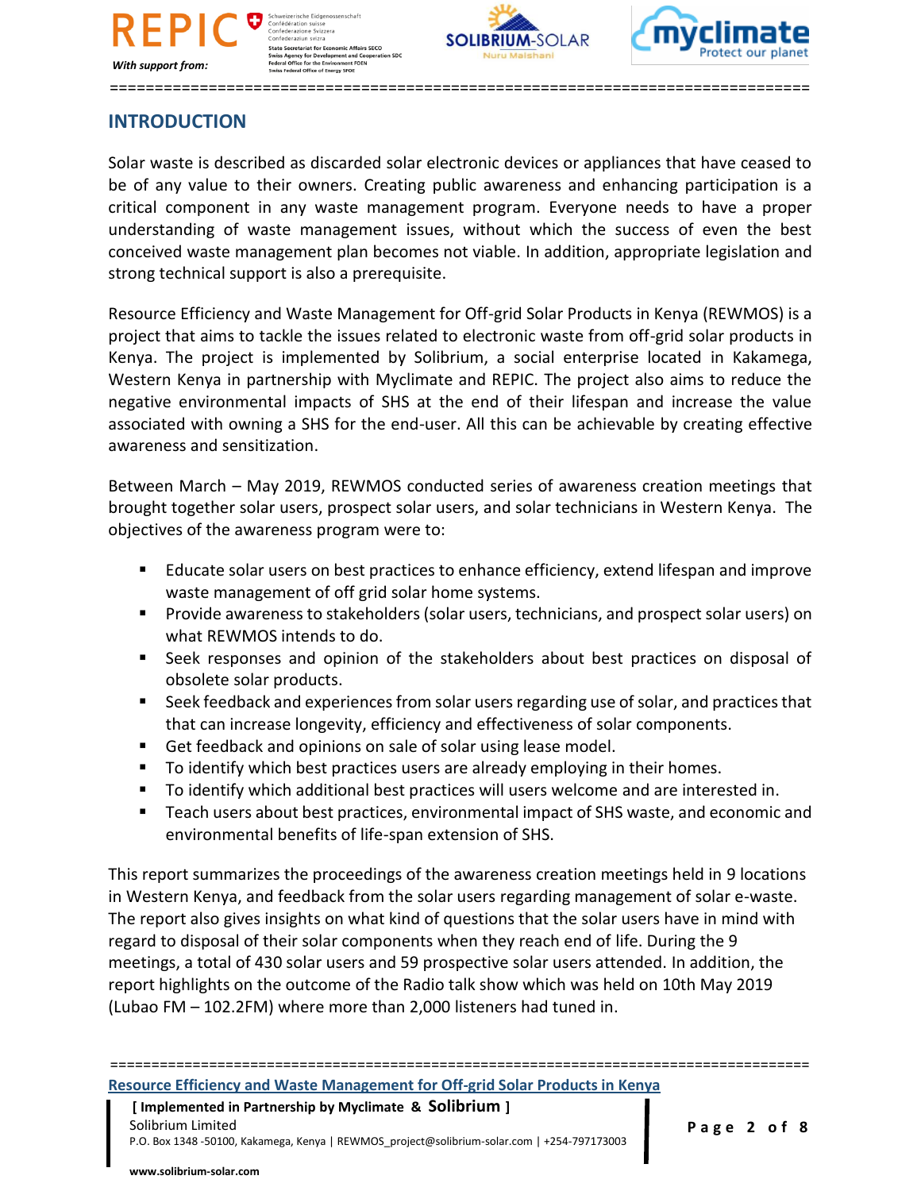## INTRODUCTION

Solar waste is described as discarded solar electronic devices or appliances that have ceased to be of any value to their owners. Creating public awareness and enhancing participation is a critical component in any waste management program. Everyone needs to have a proper understanding of waste management issues, without which the success of even the best conceived waste management plan becomes not viable. In addition, appropriate legislation and strong technical support is also a prerequisite.

Resource Efficiency and Waste Management for Off-grid Solar Products in Kenya (REWMOS) is a project that aims to tackle the issues related to electronic waste from off-grid solar products in Kenya. The project is implemented by Solibrium, a social enterprise located in Kakamega, Western Kenya in partnership with Myclimate and REPIC. The project also aims to reduce the negative environmental impacts of SHS at the end of their lifespan and increase the value associated with owning a SHS for the end-user. All this can be achievable by creating effective awareness and sensitization.

Between March – May 2019, REWMOS conducted series of awareness creation meetings that brought together solar users, prospect solar users, and solar technicians in Western Kenya. The objectives of the awareness program were to:

- Educate solar users on best practices to enhance efficiency, extend lifespan and improve waste management of off grid solar home systems.
- Provide awareness to stakeholders (solar users, technicians, and prospect solar users) on what REWMOS intends to do.
- Seek responses and opinion of the stakeholders about best practices on disposal of obsolete solar products.
- Seek feedback and experiences from solar users regarding use of solar, and practices that that can increase longevity, efficiency and effectiveness of solar components.
- Get feedback and opinions on sale of solar using lease model.
- To identify which best practices users are already employing in their homes.
- To identify which additional best practices will users welcome and are interested in.
- Teach users about best practices, environmental impact of SHS waste, and economic and environmental benefits of life-span extension of SHS.

This report summarizes the proceedings of the awareness creation meetings held in 9 locations in Western Kenya, and feedback from the solar users regarding management of solar e-waste. The report also gives insights on what kind of questions that the solar users have in mind with regard to disposal of their solar components when they reach end of life. During the 9 meetings, a total of 430 solar users and 59 prospective solar users attended. In addition, the report highlights on the outcome of the Radio talk show which was held on 10th May 2019 (Lubao FM – 102.2FM) where more than 2,000 listeners had tuned in.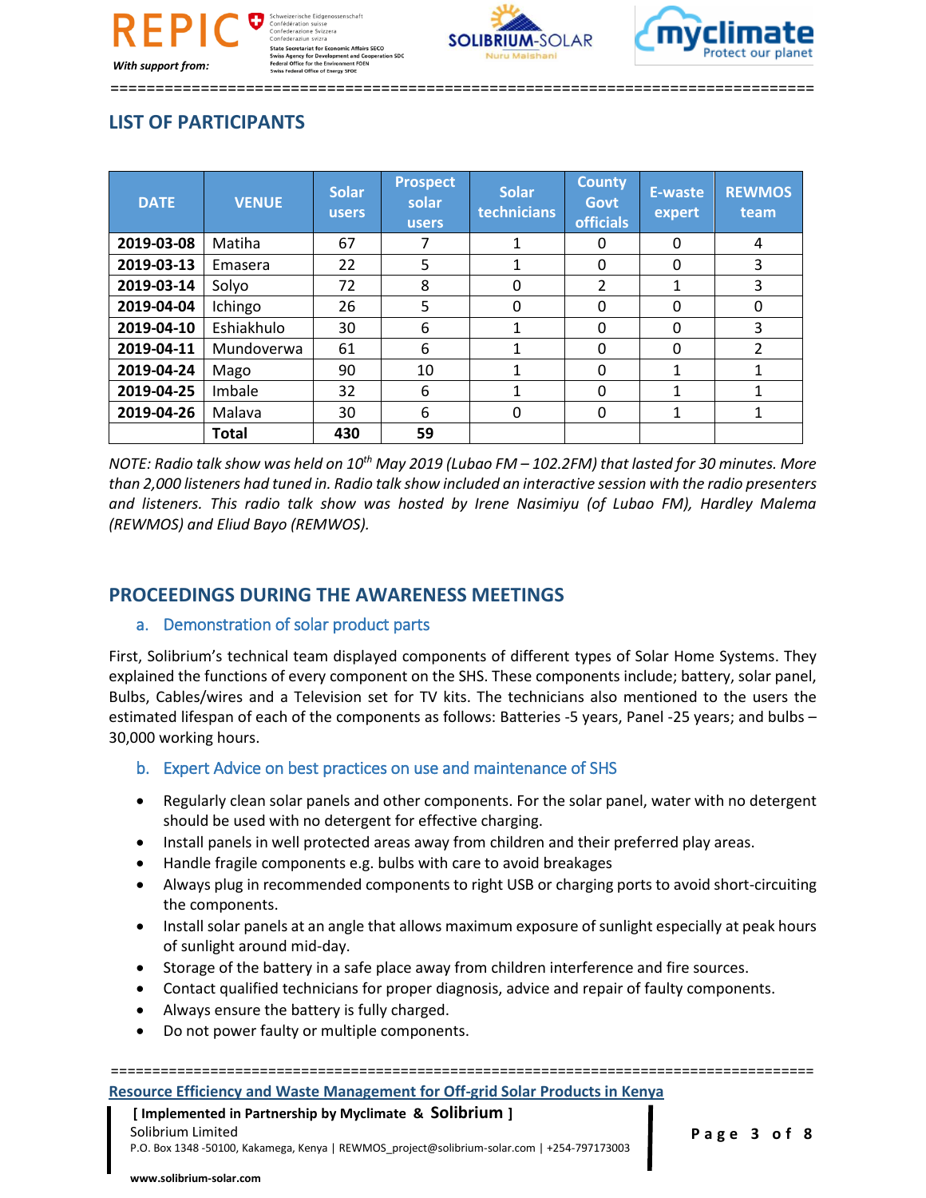## LIST OF PARTICIPANTS

| DATE | VENUE | Solar users | Prospect solar users | Solar technicians | County Govt officials | E-waste expert | REWMOS team |
|---|---|---|---|---|---|---|---|
| **2019-03-08** | Matiha | 67 | 7 | 1 | 0 | 0 | 4 |
| **2019-03-13** | Emasera | 22 | 5 | 1 | 0 | 0 | 3 |
| **2019-03-14** | Solyo | 72 | 8 | 0 | 2 | 1 | 3 |
| **2019-04-04** | Ichingo | 26 | 5 | 0 | 0 | 0 | 0 |
| **2019-04-10** | Eshiakhulo | 30 | 6 | 1 | 0 | 0 | 3 |
| **2019-04-11** | Mundoverwa | 61 | 6 | 1 | 0 | 0 | 2 |
| **2019-04-24** | Mago | 90 | 10 | 1 | 0 | 1 | 1 |
| **2019-04-25** | Imbale | 32 | 6 | 1 | 0 | 1 | 1 |
| **2019-04-26** | Malava | 30 | 6 | 0 | 0 | 1 | 1 |
| | **Total** | **430** | **59** | | | | |

*NOTE: Radio talk show was held on 10th May 2019 (Lubao FM – 102.2FM) that lasted for 30 minutes. More than 2,000 listeners had tuned in. Radio talk show included an interactive session with the radio presenters and listeners. This radio talk show was hosted by Irene Nasimiyu (of Lubao FM), Hardley Malema (REWMOS) and Eliud Bayo (REMWOS).*

## PROCEEDINGS DURING THE AWARENESS MEETINGS

### a. Demonstration of solar product parts

First, Solibrium's technical team displayed components of different types of Solar Home Systems. They explained the functions of every component on the SHS. These components include; battery, solar panel, Bulbs, Cables/wires and a Television set for TV kits. The technicians also mentioned to the users the estimated lifespan of each of the components as follows: Batteries -5 years, Panel -25 years; and bulbs – 30,000 working hours.

### b. Expert Advice on best practices on use and maintenance of SHS

- Regularly clean solar panels and other components. For the solar panel, water with no detergent should be used with no detergent for effective charging.
- Install panels in well protected areas away from children and their preferred play areas.
- Handle fragile components e.g. bulbs with care to avoid breakages
- Always plug in recommended components to right USB or charging ports to avoid short-circuiting the components.
- Install solar panels at an angle that allows maximum exposure of sunlight especially at peak hours of sunlight around mid-day.
- Storage of the battery in a safe place away from children interference and fire sources.
- Contact qualified technicians for proper diagnosis, advice and repair of faulty components.
- Always ensure the battery is fully charged.
- Do not power faulty or multiple components.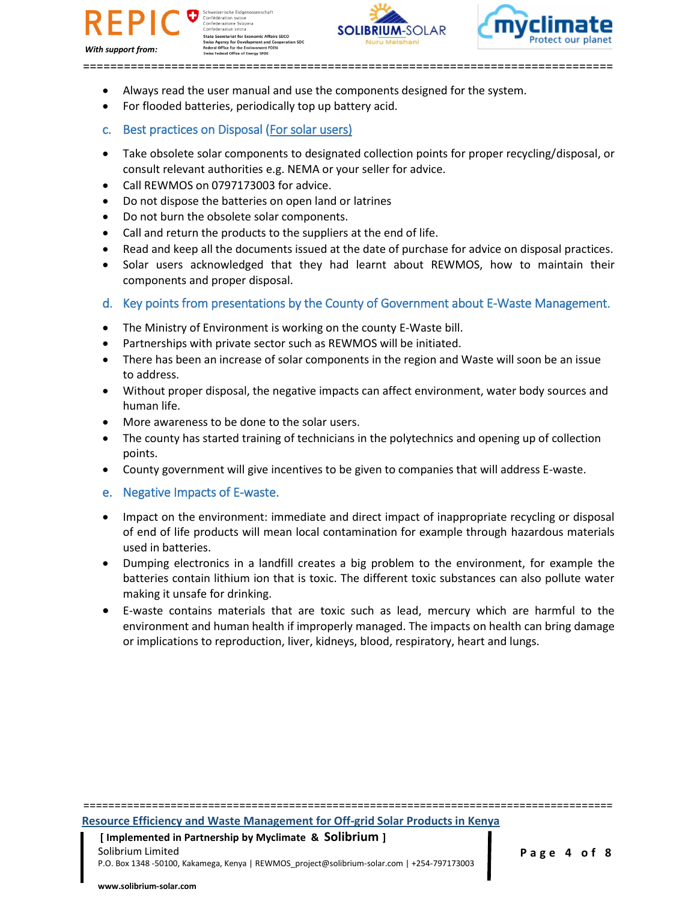- Always read the user manual and use the components designed for the system.
- For flooded batteries, periodically top up battery acid.

### c. Best practices on Disposal (For solar users)

- Take obsolete solar components to designated collection points for proper recycling/disposal, or consult relevant authorities e.g. NEMA or your seller for advice.
- Call REWMOS on 0797173003 for advice.
- Do not dispose the batteries on open land or latrines
- Do not burn the obsolete solar components.
- Call and return the products to the suppliers at the end of life.
- Read and keep all the documents issued at the date of purchase for advice on disposal practices.
- Solar users acknowledged that they had learnt about REWMOS, how to maintain their components and proper disposal.

### d. Key points from presentations by the County of Government about E-Waste Management.

- The Ministry of Environment is working on the county E-Waste bill.
- Partnerships with private sector such as REWMOS will be initiated.
- There has been an increase of solar components in the region and Waste will soon be an issue to address.
- Without proper disposal, the negative impacts can affect environment, water body sources and human life.
- More awareness to be done to the solar users.
- The county has started training of technicians in the polytechnics and opening up of collection points.
- County government will give incentives to be given to companies that will address E-waste.

### e. Negative Impacts of E-waste.

- Impact on the environment: immediate and direct impact of inappropriate recycling or disposal of end of life products will mean local contamination for example through hazardous materials used in batteries.
- Dumping electronics in a landfill creates a big problem to the environment, for example the batteries contain lithium ion that is toxic. The different toxic substances can also pollute water making it unsafe for drinking.
- E-waste contains materials that are toxic such as lead, mercury which are harmful to the environment and human health if improperly managed. The impacts on health can bring damage or implications to reproduction, liver, kidneys, blood, respiratory, heart and lungs.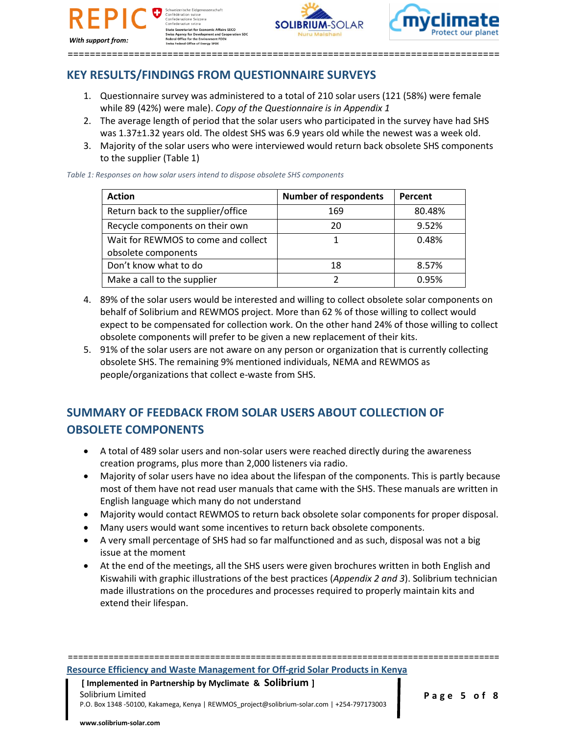## KEY RESULTS/FINDINGS FROM QUESTIONNAIRE SURVEYS

1. Questionnaire survey was administered to a total of 210 solar users (121 (58%) were female while 89 (42%) were male). *Copy of the Questionnaire is in Appendix 1*
2. The average length of period that the solar users who participated in the survey have had SHS was 1.37±1.32 years old. The oldest SHS was 6.9 years old while the newest was a week old.
3. Majority of the solar users who were interviewed would return back obsolete SHS components to the supplier (Table 1)

*Table 1: Responses on how solar users intend to dispose obsolete SHS components*

| Action | Number of respondents | Percent |
|---|---|---|
| Return back to the supplier/office | 169 | 80.48% |
| Recycle components on their own | 20 | 9.52% |
| Wait for REWMOS to come and collect obsolete components | 1 | 0.48% |
| Don't know what to do | 18 | 8.57% |
| Make a call to the supplier | 2 | 0.95% |

4. 89% of the solar users would be interested and willing to collect obsolete solar components on behalf of Solibrium and REWMOS project. More than 62 % of those willing to collect would expect to be compensated for collection work. On the other hand 24% of those willing to collect obsolete components will prefer to be given a new replacement of their kits.
5. 91% of the solar users are not aware on any person or organization that is currently collecting obsolete SHS. The remaining 9% mentioned individuals, NEMA and REWMOS as people/organizations that collect e-waste from SHS.

## SUMMARY OF FEEDBACK FROM SOLAR USERS ABOUT COLLECTION OF OBSOLETE COMPONENTS

- A total of 489 solar users and non-solar users were reached directly during the awareness creation programs, plus more than 2,000 listeners via radio.
- Majority of solar users have no idea about the lifespan of the components. This is partly because most of them have not read user manuals that came with the SHS. These manuals are written in English language which many do not understand
- Majority would contact REWMOS to return back obsolete solar components for proper disposal.
- Many users would want some incentives to return back obsolete components.
- A very small percentage of SHS had so far malfunctioned and as such, disposal was not a big issue at the moment
- At the end of the meetings, all the SHS users were given brochures written in both English and Kiswahili with graphic illustrations of the best practices (*Appendix 2 and 3*). Solibrium technician made illustrations on the procedures and processes required to properly maintain kits and extend their lifespan.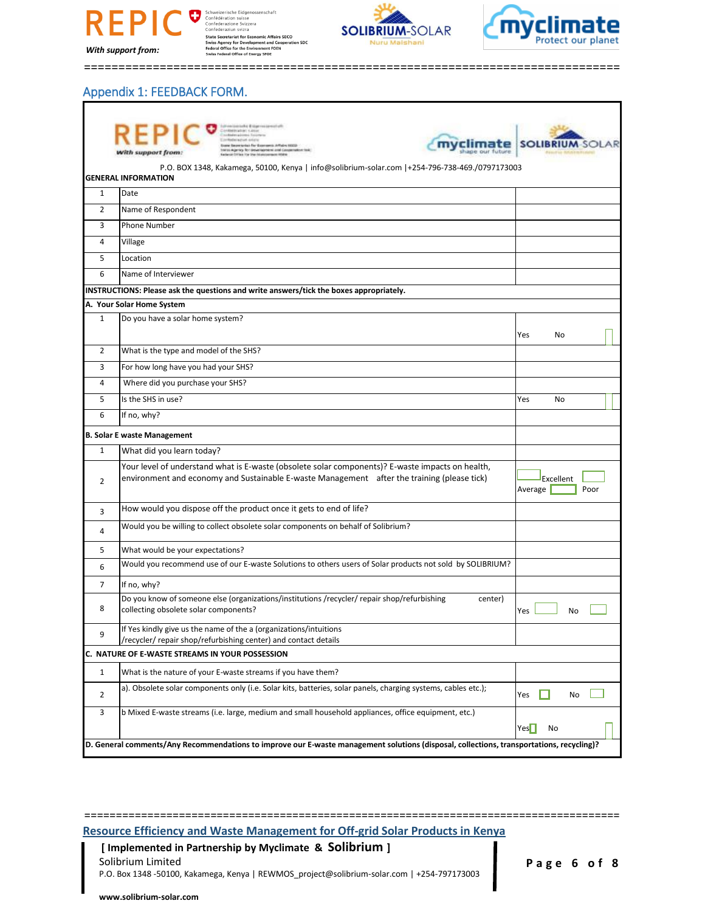## Appendix 1: FEEDBACK FORM.

P.O. BOX 1348, Kakamega, 50100, Kenya | info@solibrium-solar.com |+254-796-738-469./0797173003

| | | |
|---|---|---|
| **GENERAL INFORMATION** | | |
| 1 | Date | |
| 2 | Name of Respondent | |
| 3 | Phone Number | |
| 4 | Village | |
| 5 | Location | |
| 6 | Name of Interviewer | |
| **INSTRUCTIONS: Please ask the questions and write answers/tick the boxes appropriately.** | | |
| **A. Your Solar Home System** | | |
| 1 | Do you have a solar home system? | Yes No |
| 2 | What is the type and model of the SHS? | |
| 3 | For how long have you had your SHS? | |
| 4 | Where did you purchase your SHS? | |
| 5 | Is the SHS in use? | Yes No |
| 6 | If no, why? | |
| **B. Solar E waste Management** | | |
| 1 | What did you learn today? | |
| 2 | Your level of understand what is E-waste (obsolete solar components)? E-waste impacts on health, environment and economy and Sustainable E-waste Management after the training (please tick) | Excellent Average Poor |
| 3 | How would you dispose off the product once it gets to end of life? | |
| 4 | Would you be willing to collect obsolete solar components on behalf of Solibrium? | |
| 5 | What would be your expectations? | |
| 6 | Would you recommend use of our E-waste Solutions to others users of Solar products not sold by SOLIBRIUM? | |
| 7 | If no, why? | |
| 8 | Do you know of someone else (organizations/institutions /recycler/ repair shop/refurbishing center) collecting obsolete solar components? | Yes No |
| 9 | If Yes kindly give us the name of the a (organizations/intuitions /recycler/ repair shop/refurbishing center) and contact details | |
| **C. NATURE OF E-WASTE STREAMS IN YOUR POSSESSION** | | |
| 1 | What is the nature of your E-waste streams if you have them? | |
| 2 | a). Obsolete solar components only (i.e. Solar kits, batteries, solar panels, charging systems, cables etc.); | Yes No |
| 3 | b Mixed E-waste streams (i.e. large, medium and small household appliances, office equipment, etc.) | Yes No |
| **D. General comments/Any Recommendations to improve our E-waste management solutions (disposal, collections, transportations, recycling)?** | | |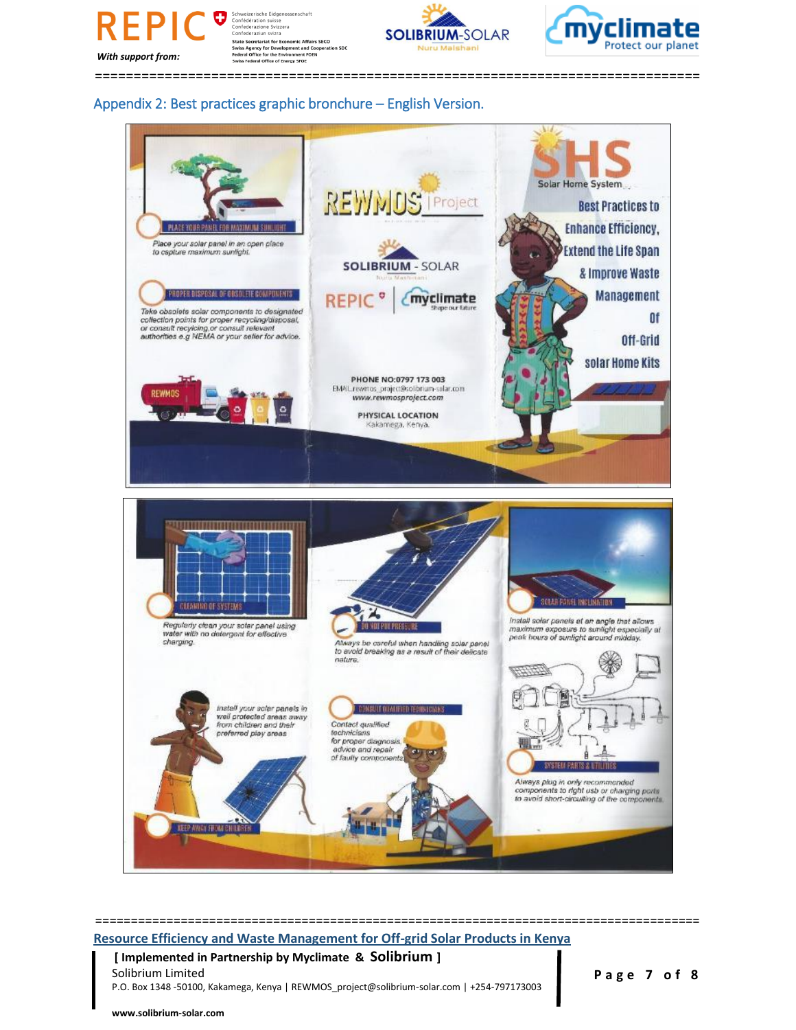## Appendix 2: Best practices graphic bronchure – English Version.

**SHS** Solar Home System

**Best Practices to Enhance Efficiency, Extend the Life Span & Improve Waste Management of Off-Grid solar Home Kits**

**REWMOS Project**

SOLIBRIUM - SOLAR

REPIC | myclimate

PHONE NO:0797 173 003
EMAIL:rewmos_project@solibrium-solar.com
www.rewmosproject.com

PHYSICAL LOCATION
Kakamega, Kenya.

**PLACE YOUR PANEL FOR MAXIMUM SUNLIGHT**

Place your solar panel in an open place to capture maximum sunlight.

**PROPER DISPOSAL OF OBSOLETE COMPONENTS**

Take obsolete solar components to designated collection points for proper recycling/disposal, or consult recycling or consult relevant authorities e.g NEMA or your seller for advice.

**CLEANING OF SYSTEMS**

Regularly clean your solar panel using water with no detergent for effective charging.

**DO NOT PUT PRESSURE**

Always be careful when handling solar panel to avoid breaking as a result of their delicate nature.

**SOLAR PANEL INCLINATION**

Install solar panels at an angle that allows maximum exposure to sunlight especially at peak hours of sunlight around midday.

**KEEP AWAY FROM CHILDREN**

Install your solar panels in well protected areas away from children and their preferred play areas

**CONSULT QUALIFIED TECHNICIANS**

Contact qualified technicians for proper diagnosis, advice and repair of faulty components.

**SYSTEM PARTS & UTILITIES**

Always plug in only recommended components to right usb or charging ports to avoid short-circuiting of the components.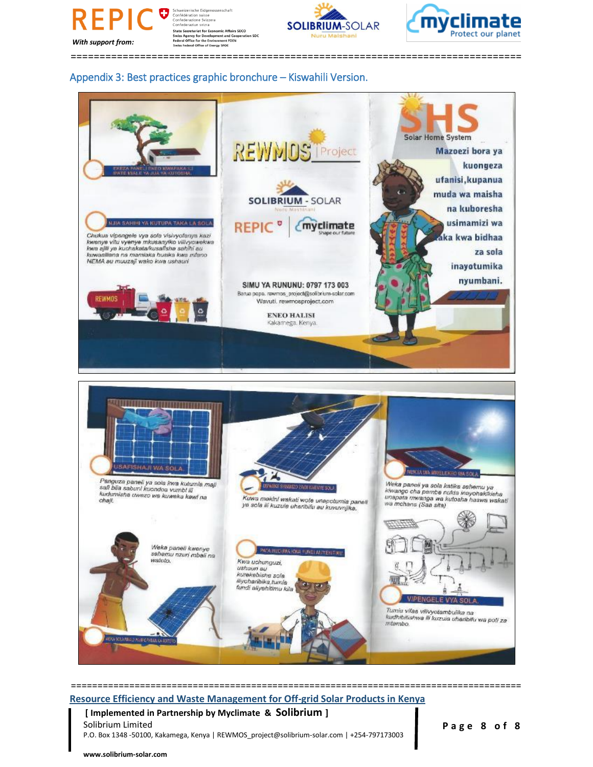## Appendix 3: Best practices graphic bronchure – Kiswahili Version.

EKEZA PANELI EKEO AMBAPO ZINAPATA MWALE YA JUA YA KUTOSHA.

NJIA SAHIHI YA KUTUPA TAKA LA SOLA

Chukua vipengele vya sola visivyofanya kazi kwenye vitu vyenye mkusanyiko vilivyowekwa kwa ajili ya kuchakata/kusafisha sahihi au kuwasiliana na mamlaka husika kwa mfano NEMA au muuzaji wako kwa ushauri

REWMOS

REWMOS Project

SOLIBRIUM - SOLAR

Nuru Mashinani

REPIC

myclimate Shape our future

SIMU YA RUNUNU: 0797 173 003

Barua pepe. rewmos_project@solibrium-solar.com

Wavuti. rewmosproject.com

ENEO HALISI

Kakamega, Kenya.

SHS

Solar Home System

Mazoezi bora ya kuongeza ufanisi, kupanua muda wa maisha na kuboresha usimamizi wa taka kwa bidhaa za sola inayotumika nyumbani.

USAFISHAJI WA SOLA.

Panguza paneli ya sola kwa kutumia maji safi bila sabuni kuondoa vumbi ili kudumisha uwezo wa kuweka kawi na chaji.

Weka paneli kwenye sehemu nzuri mbali na watoto.

WEKA SOLA MBALI NA WATOTO

EPUKA KUSHIKA PANELI YA SOLA.

Kuwa makini wakati wote unapotumia paneli ya sola ili kuzuie uharibifu au kuvunjika.

PATA HUDUMA KWA FUNDI ALIYEHITIMU.

Kwa uchunguzi, ushauri au kurekebishe sola iliyoharibika, tumia fundi aliyehitimu kila

NUKTA YA MWELEKEO WA SOLA

Weka paneli ya sola katika sehemu ya kiwango cha pembe nukta inayohakikisha unapata mwanga wa kutosha haswa wakati wa mchana (Saa sita)

VIPENGELE VYA SOLA.

Tumia vifaa vilivyotambulika na kuidhinishwa ili kuzuia uharibifu wa poti za mtambo.